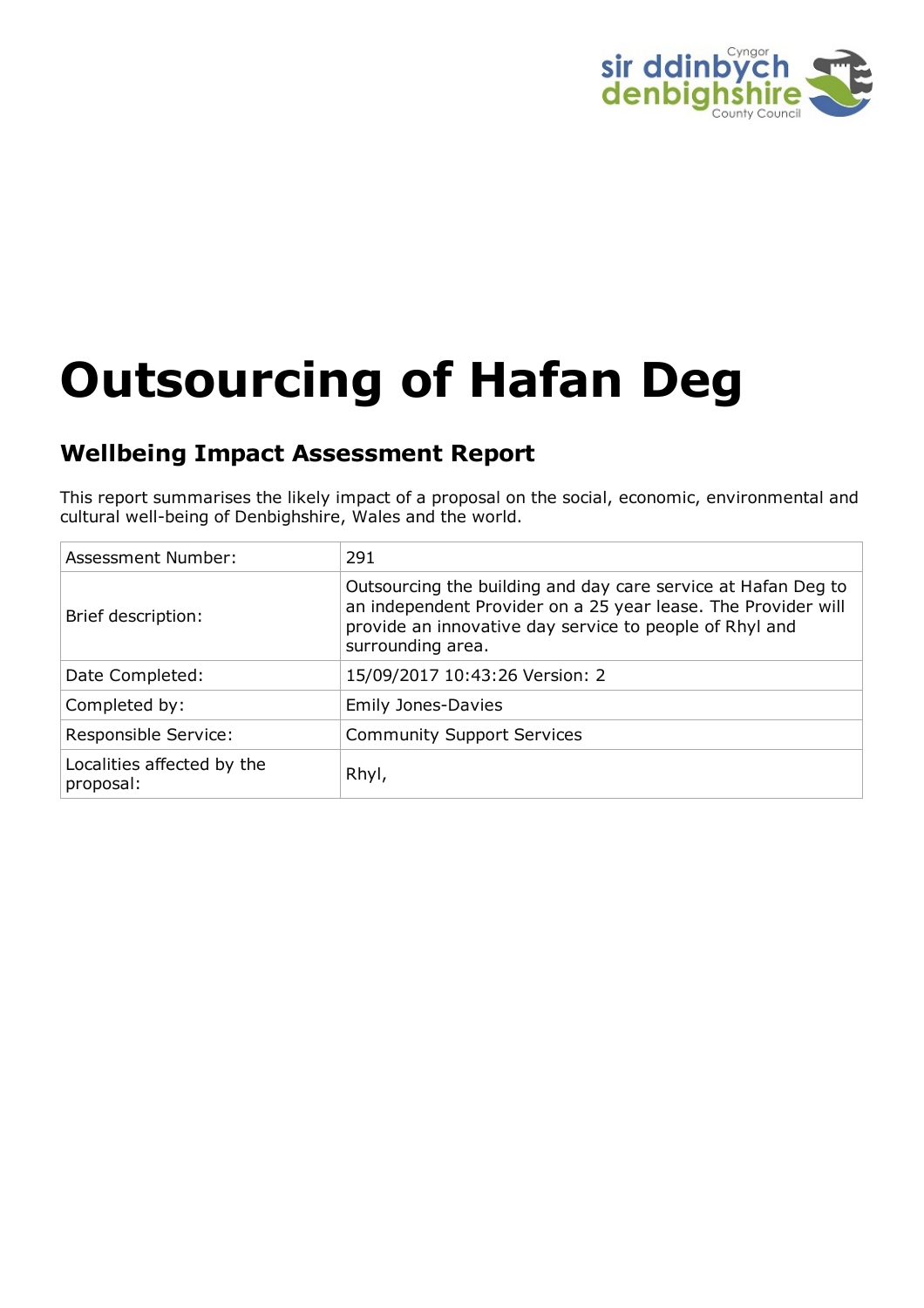# Outsourcing of Hafan Deg

## Wellbeing Impact Assessment Report

This report summarises the likely impact of a proposal on the social, economic, environmental and cultural well-being of Denbighshire, Wales and the world.

| | |
|---|---|
| Assessment Number: | 291 |
| Brief description: | Outsourcing the building and day care service at Hafan Deg to an independent Provider on a 25 year lease. The Provider will provide an innovative day service to people of Rhyl and surrounding area. |
| Date Completed: | 15/09/2017 10:43:26 Version: 2 |
| Completed by: | Emily Jones-Davies |
| Responsible Service: | Community Support Services |
| Localities affected by the proposal: | Rhyl, |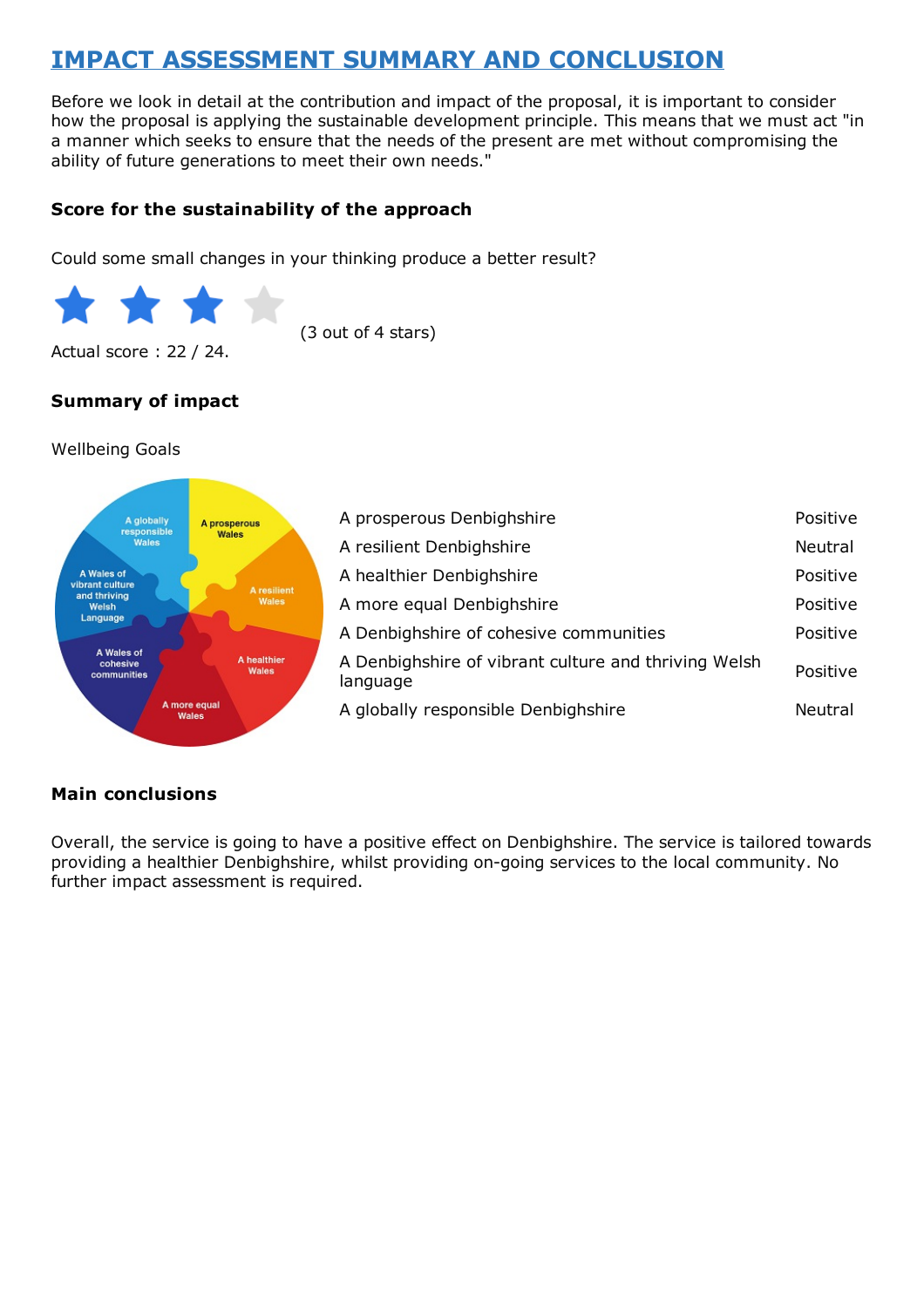# IMPACT ASSESSMENT SUMMARY AND CONCLUSION

Before we look in detail at the contribution and impact of the proposal, it is important to consider how the proposal is applying the sustainable development principle. This means that we must act "in a manner which seeks to ensure that the needs of the present are met without compromising the ability of future generations to meet their own needs."

### Score for the sustainability of the approach

Could some small changes in your thinking produce a better result?

(3 out of 4 stars)

Actual score : 22 / 24.

### Summary of impact

Wellbeing Goals

| | |
|---|---|
| A prosperous Denbighshire | Positive |
| A resilient Denbighshire | Neutral |
| A healthier Denbighshire | Positive |
| A more equal Denbighshire | Positive |
| A Denbighshire of cohesive communities | Positive |
| A Denbighshire of vibrant culture and thriving Welsh language | Positive |
| A globally responsible Denbighshire | Neutral |

### Main conclusions

Overall, the service is going to have a positive effect on Denbighshire. The service is tailored towards providing a healthier Denbighshire, whilst providing on-going services to the local community. No further impact assessment is required.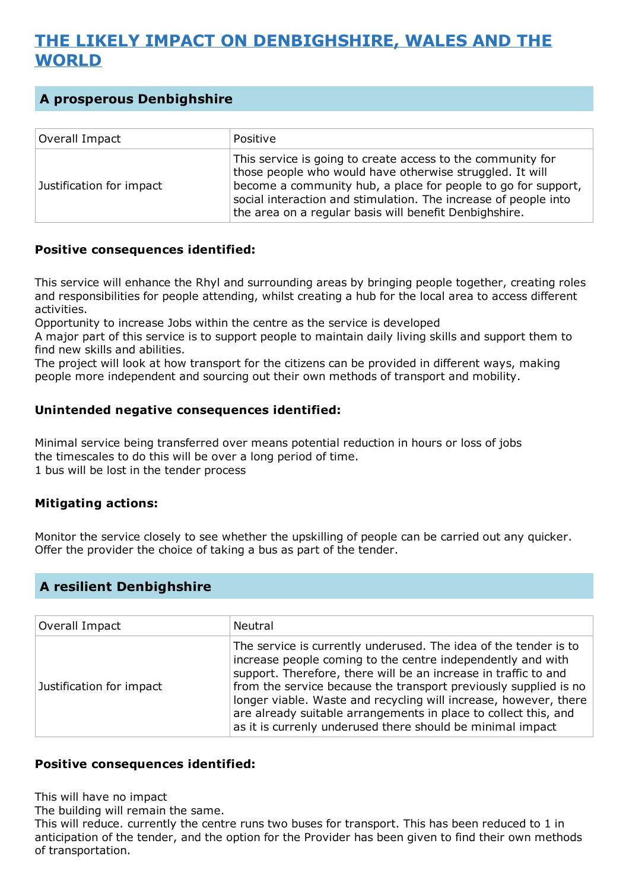# THE LIKELY IMPACT ON DENBIGHSHIRE, WALES AND THE WORLD

## A prosperous Denbighshire

| Overall Impact | Positive |
|---|---|
| Justification for impact | This service is going to create access to the community for those people who would have otherwise struggled. It will become a community hub, a place for people to go for support, social interaction and stimulation. The increase of people into the area on a regular basis will benefit Denbighshire. |

### Positive consequences identified:

This service will enhance the Rhyl and surrounding areas by bringing people together, creating roles and responsibilities for people attending, whilst creating a hub for the local area to access different activities.
Opportunity to increase Jobs within the centre as the service is developed
A major part of this service is to support people to maintain daily living skills and support them to find new skills and abilities.
The project will look at how transport for the citizens can be provided in different ways, making people more independent and sourcing out their own methods of transport and mobility.

### Unintended negative consequences identified:

Minimal service being transferred over means potential reduction in hours or loss of jobs
the timescales to do this will be over a long period of time.
1 bus will be lost in the tender process

### Mitigating actions:

Monitor the service closely to see whether the upskilling of people can be carried out any quicker.
Offer the provider the choice of taking a bus as part of the tender.

## A resilient Denbighshire

| Overall Impact | Neutral |
|---|---|
| Justification for impact | The service is currently underused. The idea of the tender is to increase people coming to the centre independently and with support. Therefore, there will be an increase in traffic to and from the service because the transport previously supplied is no longer viable. Waste and recycling will increase, however, there are already suitable arrangements in place to collect this, and as it is currenly underused there should be minimal impact |

### Positive consequences identified:

This will have no impact
The building will remain the same.
This will reduce. currently the centre runs two buses for transport. This has been reduced to 1 in anticipation of the tender, and the option for the Provider has been given to find their own methods of transportation.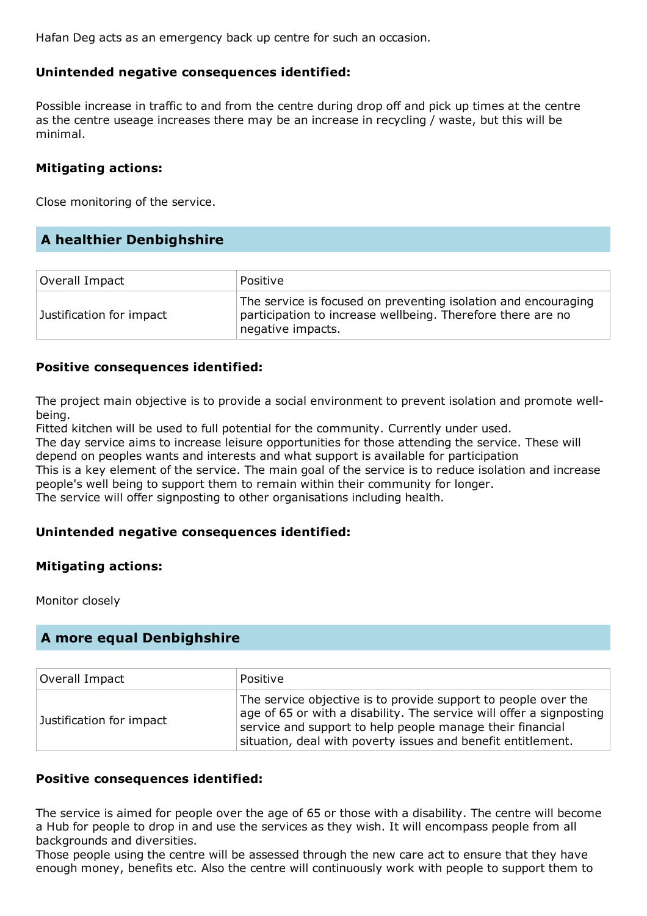Hafan Deg acts as an emergency back up centre for such an occasion.

### Unintended negative consequences identified:

Possible increase in traffic to and from the centre during drop off and pick up times at the centre as the centre useage increases there may be an increase in recycling / waste, but this will be minimal.

### Mitigating actions:

Close monitoring of the service.

## A healthier Denbighshire

| Overall Impact | Positive |
|---|---|
| Justification for impact | The service is focused on preventing isolation and encouraging participation to increase wellbeing. Therefore there are no negative impacts. |

### Positive consequences identified:

The project main objective is to provide a social environment to prevent isolation and promote well-being.
Fitted kitchen will be used to full potential for the community. Currently under used.
The day service aims to increase leisure opportunities for those attending the service. These will depend on peoples wants and interests and what support is available for participation
This is a key element of the service. The main goal of the service is to reduce isolation and increase people's well being to support them to remain within their community for longer.
The service will offer signposting to other organisations including health.

### Unintended negative consequences identified:

### Mitigating actions:

Monitor closely

## A more equal Denbighshire

| Overall Impact | Positive |
|---|---|
| Justification for impact | The service objective is to provide support to people over the age of 65 or with a disability. The service will offer a signposting service and support to help people manage their financial situation, deal with poverty issues and benefit entitlement. |

### Positive consequences identified:

The service is aimed for people over the age of 65 or those with a disability. The centre will become a Hub for people to drop in and use the services as they wish. It will encompass people from all backgrounds and diversities.
Those people using the centre will be assessed through the new care act to ensure that they have enough money, benefits etc. Also the centre will continuously work with people to support them to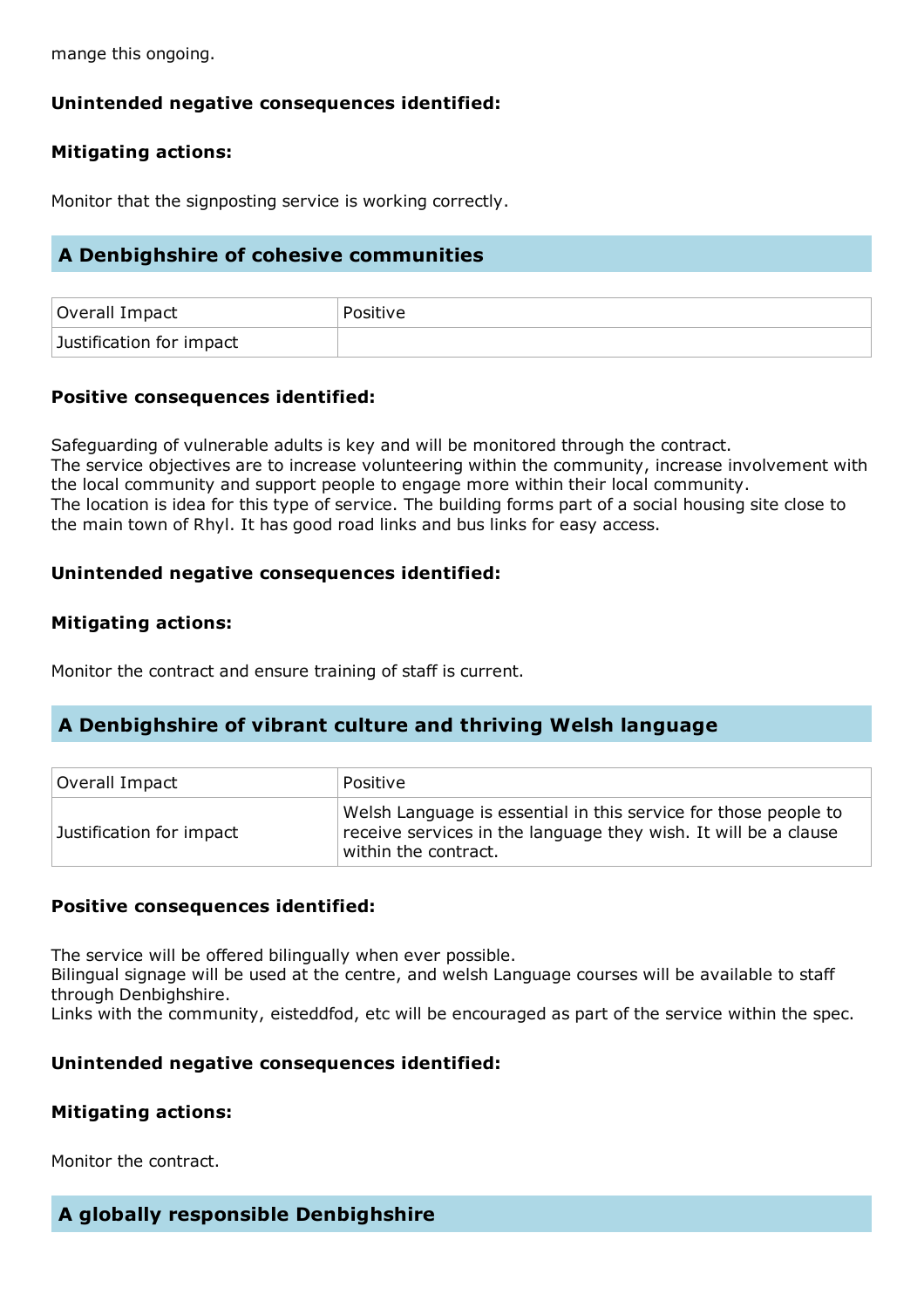mange this ongoing.

**Unintended negative consequences identified:**

**Mitigating actions:**

Monitor that the signposting service is working correctly.

## A Denbighshire of cohesive communities

| Overall Impact | Positive |
|---|---|
| Justification for impact | |

**Positive consequences identified:**

Safeguarding of vulnerable adults is key and will be monitored through the contract.
The service objectives are to increase volunteering within the community, increase involvement with the local community and support people to engage more within their local community.
The location is idea for this type of service. The building forms part of a social housing site close to the main town of Rhyl. It has good road links and bus links for easy access.

**Unintended negative consequences identified:**

**Mitigating actions:**

Monitor the contract and ensure training of staff is current.

## A Denbighshire of vibrant culture and thriving Welsh language

| Overall Impact | Positive |
|---|---|
| Justification for impact | Welsh Language is essential in this service for those people to receive services in the language they wish. It will be a clause within the contract. |

**Positive consequences identified:**

The service will be offered bilingually when ever possible.
Bilingual signage will be used at the centre, and welsh Language courses will be available to staff through Denbighshire.
Links with the community, eisteddfod, etc will be encouraged as part of the service within the spec.

**Unintended negative consequences identified:**

**Mitigating actions:**

Monitor the contract.

## A globally responsible Denbighshire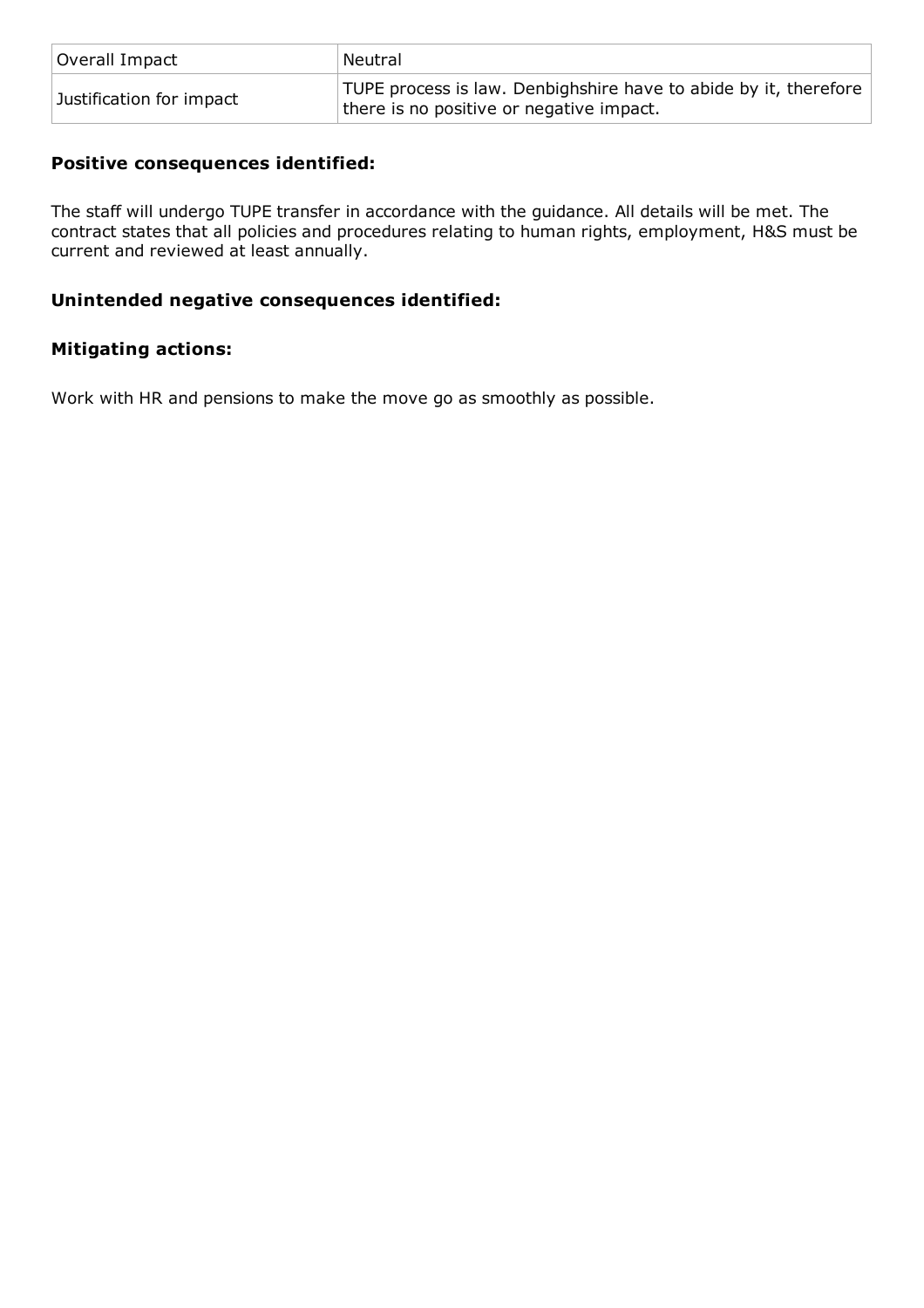| | |
|---|---|
| Overall Impact | Neutral |
| Justification for impact | TUPE process is law. Denbighshire have to abide by it, therefore there is no positive or negative impact. |

### Positive consequences identified:

The staff will undergo TUPE transfer in accordance with the guidance. All details will be met. The contract states that all policies and procedures relating to human rights, employment, H&S must be current and reviewed at least annually.

### Unintended negative consequences identified:

### Mitigating actions:

Work with HR and pensions to make the move go as smoothly as possible.